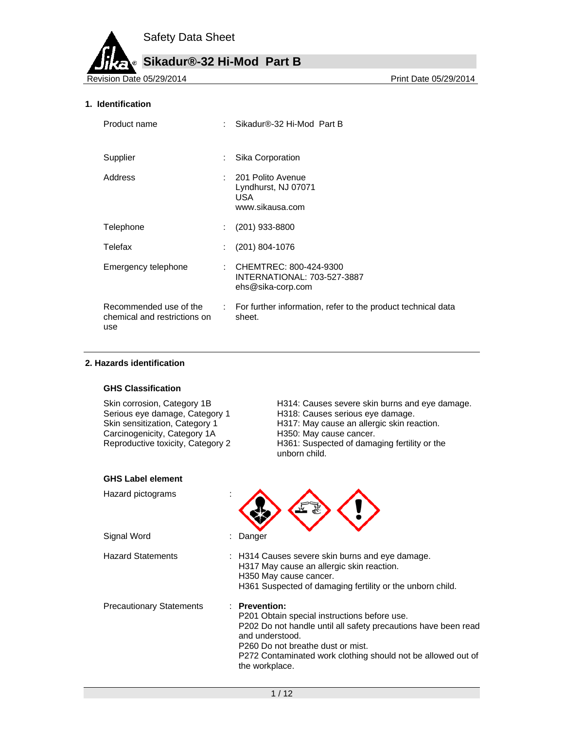Safety Data Sheet

# Sikadur®-32 Hi-Mod Part B

Revision Date 05/29/2014 | Print Date 05/29/2014

## 1. Identification

| | | |
|---|---|---|
| Product name | : | Sikadur®-32 Hi-Mod Part B |
| Supplier | : | Sika Corporation |
| Address | : | 201 Polito Avenue<br>Lyndhurst, NJ 07071<br>USA<br>www.sikausa.com |
| Telephone | : | (201) 933-8800 |
| Telefax | : | (201) 804-1076 |
| Emergency telephone | : | CHEMTREC: 800-424-9300<br>INTERNATIONAL: 703-527-3887<br>ehs@sika-corp.com |
| Recommended use of the chemical and restrictions on use | : | For further information, refer to the product technical data sheet. |

## 2. Hazards identification

### GHS Classification

| | |
|---|---|
| Skin corrosion, Category 1B | H314: Causes severe skin burns and eye damage. |
| Serious eye damage, Category 1 | H318: Causes serious eye damage. |
| Skin sensitization, Category 1 | H317: May cause an allergic skin reaction. |
| Carcinogenicity, Category 1A | H350: May cause cancer. |
| Reproductive toxicity, Category 2 | H361: Suspected of damaging fertility or the unborn child. |

### GHS Label element

Hazard pictograms :

Signal Word : Danger

Hazard Statements :
H314 Causes severe skin burns and eye damage.
H317 May cause an allergic skin reaction.
H350 May cause cancer.
H361 Suspected of damaging fertility or the unborn child.

Precautionary Statements :
**Prevention:**
P201 Obtain special instructions before use.
P202 Do not handle until all safety precautions have been read and understood.
P260 Do not breathe dust or mist.
P272 Contaminated work clothing should not be allowed out of the workplace.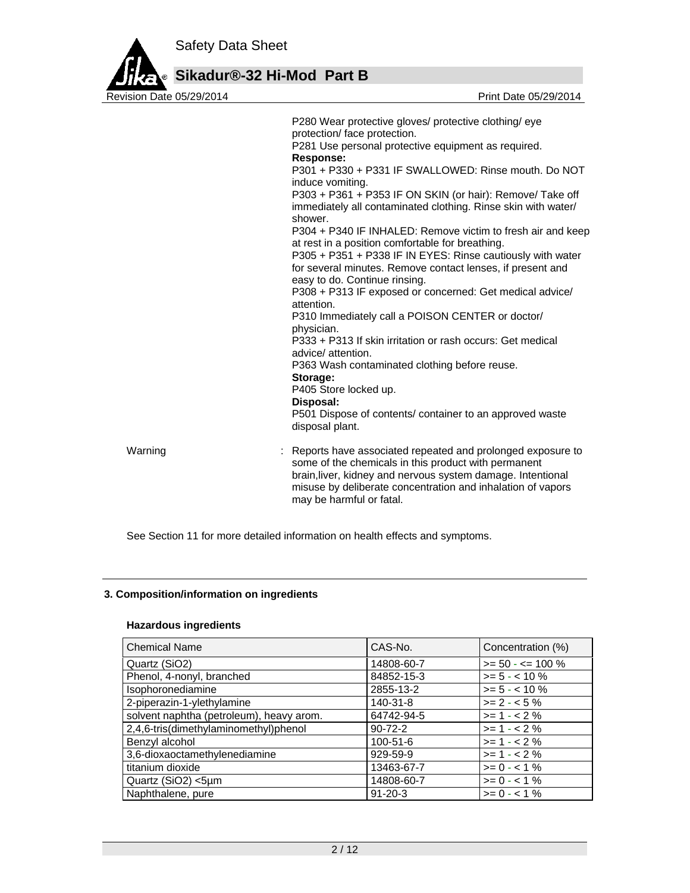P280 Wear protective gloves/ protective clothing/ eye protection/ face protection.
P281 Use personal protective equipment as required.

**Response:**

P301 + P330 + P331 IF SWALLOWED: Rinse mouth. Do NOT induce vomiting.
P303 + P361 + P353 IF ON SKIN (or hair): Remove/ Take off immediately all contaminated clothing. Rinse skin with water/ shower.
P304 + P340 IF INHALED: Remove victim to fresh air and keep at rest in a position comfortable for breathing.
P305 + P351 + P338 IF IN EYES: Rinse cautiously with water for several minutes. Remove contact lenses, if present and easy to do. Continue rinsing.
P308 + P313 IF exposed or concerned: Get medical advice/ attention.
P310 Immediately call a POISON CENTER or doctor/ physician.
P333 + P313 If skin irritation or rash occurs: Get medical advice/ attention.
P363 Wash contaminated clothing before reuse.

**Storage:**

P405 Store locked up.

**Disposal:**

P501 Dispose of contents/ container to an approved waste disposal plant.

Warning : Reports have associated repeated and prolonged exposure to some of the chemicals in this product with permanent brain,liver, kidney and nervous system damage. Intentional misuse by deliberate concentration and inhalation of vapors may be harmful or fatal.

See Section 11 for more detailed information on health effects and symptoms.

## 3. Composition/information on ingredients

### Hazardous ingredients

| Chemical Name | CAS-No. | Concentration (%) |
|---|---|---|
| Quartz ($SiO_2$) | 14808-60-7 | >= 50 - <= 100 % |
| Phenol, 4-nonyl, branched | 84852-15-3 | >= 5 - < 10 % |
| Isophoronediamine | 2855-13-2 | >= 5 - < 10 % |
| 2-piperazin-1-ylethylamine | 140-31-8 | >= 2 - < 5 % |
| solvent naphtha (petroleum), heavy arom. | 64742-94-5 | >= 1 - < 2 % |
| 2,4,6-tris(dimethylaminomethyl)phenol | 90-72-2 | >= 1 - < 2 % |
| Benzyl alcohol | 100-51-6 | >= 1 - < 2 % |
| 3,6-dioxaoctamethylenediamine | 929-59-9 | >= 1 - < 2 % |
| titanium dioxide | 13463-67-7 | >= 0 - < 1 % |
| Quartz ($SiO_2$) <5µm | 14808-60-7 | >= 0 - < 1 % |
| Naphthalene, pure | 91-20-3 | >= 0 - < 1 % |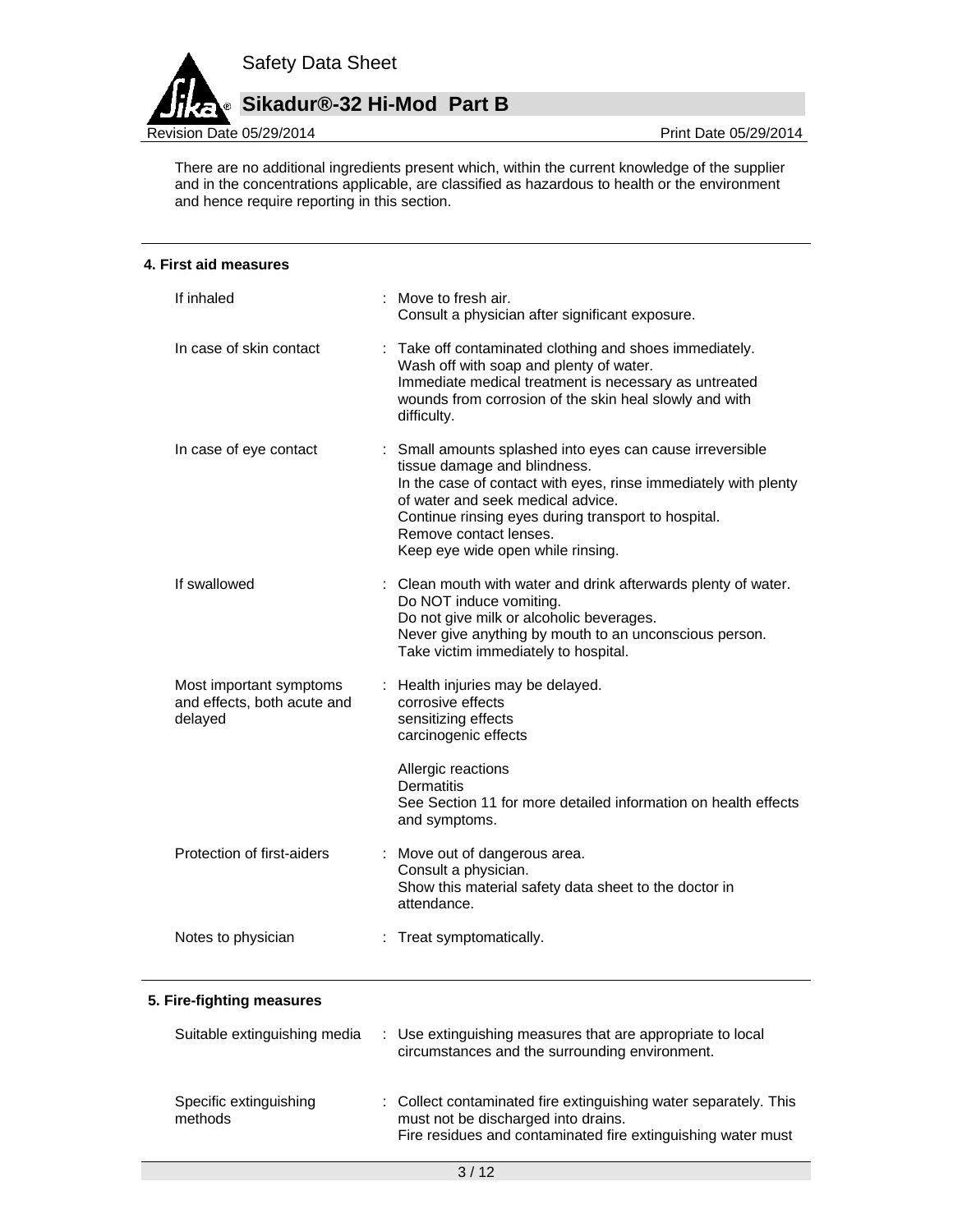There are no additional ingredients present which, within the current knowledge of the supplier and in the concentrations applicable, are classified as hazardous to health or the environment and hence require reporting in this section.

## 4. First aid measures

| | |
|---|---|
| If inhaled | : Move to fresh air.<br>Consult a physician after significant exposure. |
| In case of skin contact | : Take off contaminated clothing and shoes immediately.<br>Wash off with soap and plenty of water.<br>Immediate medical treatment is necessary as untreated wounds from corrosion of the skin heal slowly and with difficulty. |
| In case of eye contact | : Small amounts splashed into eyes can cause irreversible tissue damage and blindness.<br>In the case of contact with eyes, rinse immediately with plenty of water and seek medical advice.<br>Continue rinsing eyes during transport to hospital.<br>Remove contact lenses.<br>Keep eye wide open while rinsing. |
| If swallowed | : Clean mouth with water and drink afterwards plenty of water.<br>Do NOT induce vomiting.<br>Do not give milk or alcoholic beverages.<br>Never give anything by mouth to an unconscious person.<br>Take victim immediately to hospital. |
| Most important symptoms and effects, both acute and delayed | : Health injuries may be delayed.<br>corrosive effects<br>sensitizing effects<br>carcinogenic effects<br><br>Allergic reactions<br>Dermatitis<br>See Section 11 for more detailed information on health effects and symptoms. |
| Protection of first-aiders | : Move out of dangerous area.<br>Consult a physician.<br>Show this material safety data sheet to the doctor in attendance. |
| Notes to physician | : Treat symptomatically. |

## 5. Fire-fighting measures

| | |
|---|---|
| Suitable extinguishing media | : Use extinguishing measures that are appropriate to local circumstances and the surrounding environment. |
| Specific extinguishing methods | : Collect contaminated fire extinguishing water separately. This must not be discharged into drains.<br>Fire residues and contaminated fire extinguishing water must |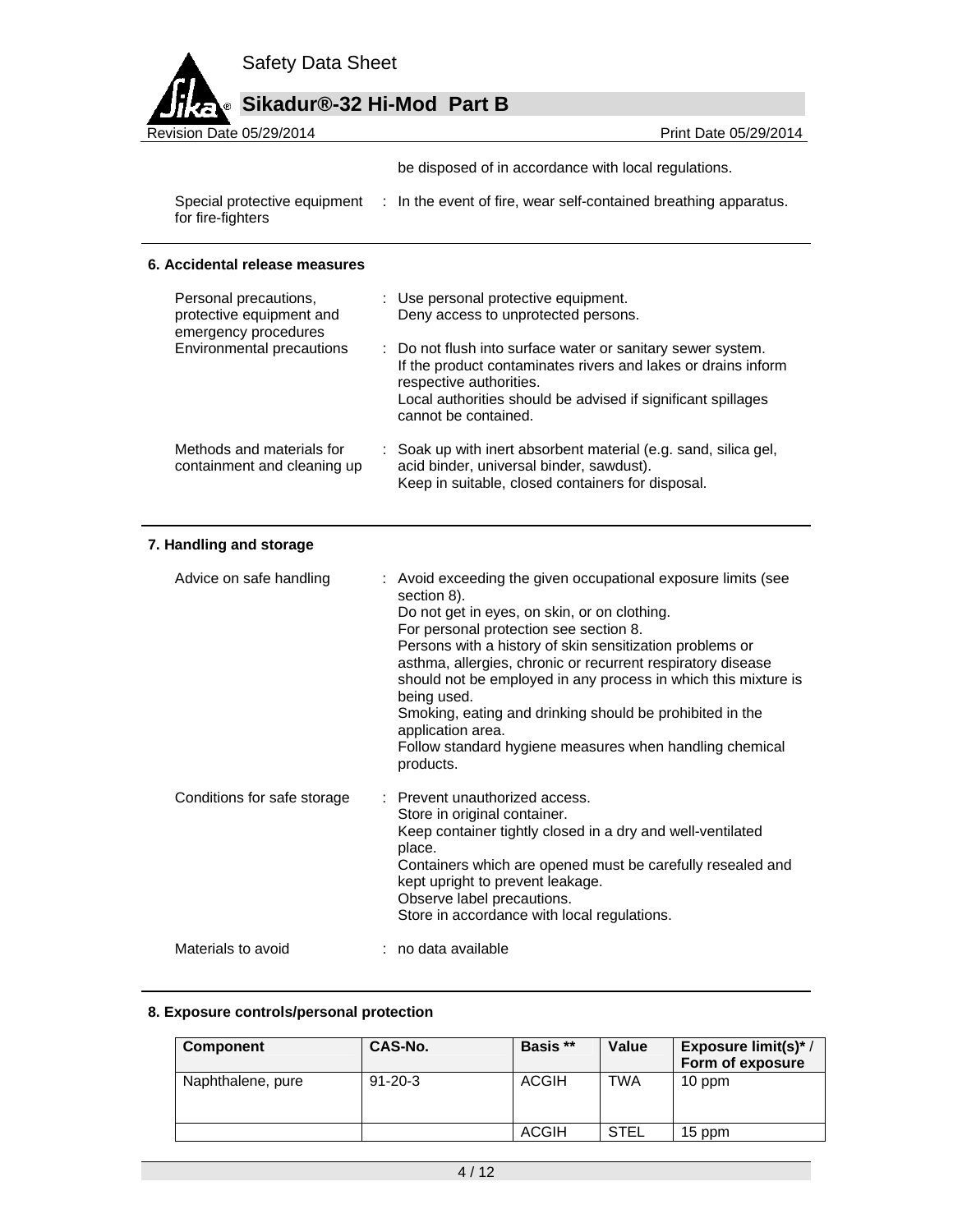be disposed of in accordance with local regulations.

Special protective equipment for fire-fighters : In the event of fire, wear self-contained breathing apparatus.

## 6. Accidental release measures

Personal precautions, protective equipment and emergency procedures : Use personal protective equipment.
Deny access to unprotected persons.

Environmental precautions : Do not flush into surface water or sanitary sewer system.
If the product contaminates rivers and lakes or drains inform respective authorities.
Local authorities should be advised if significant spillages cannot be contained.

Methods and materials for containment and cleaning up : Soak up with inert absorbent material (e.g. sand, silica gel, acid binder, universal binder, sawdust).
Keep in suitable, closed containers for disposal.

## 7. Handling and storage

Advice on safe handling : Avoid exceeding the given occupational exposure limits (see section 8).
Do not get in eyes, on skin, or on clothing.
For personal protection see section 8.
Persons with a history of skin sensitization problems or asthma, allergies, chronic or recurrent respiratory disease should not be employed in any process in which this mixture is being used.
Smoking, eating and drinking should be prohibited in the application area.
Follow standard hygiene measures when handling chemical products.

Conditions for safe storage : Prevent unauthorized access.
Store in original container.
Keep container tightly closed in a dry and well-ventilated place.
Containers which are opened must be carefully resealed and kept upright to prevent leakage.
Observe label precautions.
Store in accordance with local regulations.

Materials to avoid : no data available

## 8. Exposure controls/personal protection

| Component | CAS-No. | Basis ** | Value | Exposure limit(s)* / Form of exposure |
|---|---|---|---|---|
| Naphthalene, pure | 91-20-3 | ACGIH | TWA | 10 ppm |
| | | ACGIH | STEL | 15 ppm |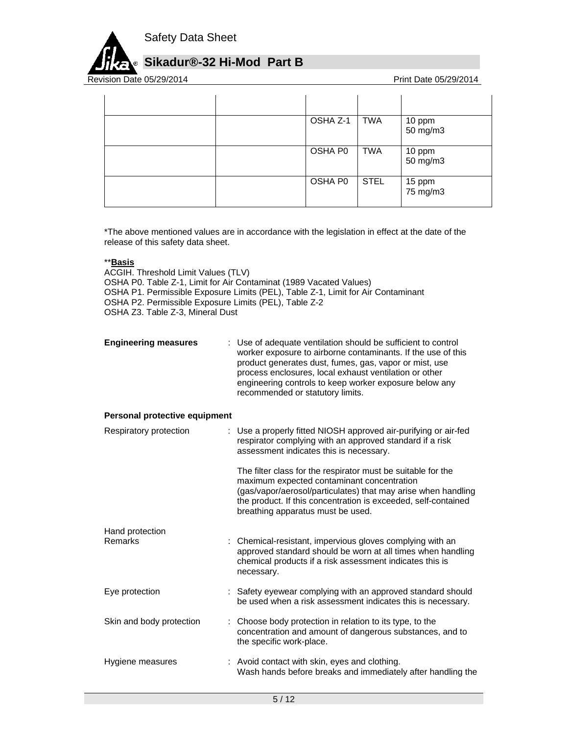| | | | | |
|---|---|---|---|---|
| | | | | |
| | | OSHA Z-1 | TWA | 10 ppm<br>50 mg/m3 |
| | | OSHA P0 | TWA | 10 ppm<br>50 mg/m3 |
| | | OSHA P0 | STEL | 15 ppm<br>75 mg/m3 |

*The above mentioned values are in accordance with the legislation in effect at the date of the release of this safety data sheet.

**__Basis__**

ACGIH. Threshold Limit Values (TLV)
OSHA P0. Table Z-1, Limit for Air Contaminat (1989 Vacated Values)
OSHA P1. Permissible Exposure Limits (PEL), Table Z-1, Limit for Air Contaminant
OSHA P2. Permissible Exposure Limits (PEL), Table Z-2
OSHA Z3. Table Z-3, Mineral Dust

**Engineering measures** : Use of adequate ventilation should be sufficient to control worker exposure to airborne contaminants. If the use of this product generates dust, fumes, gas, vapor or mist, use process enclosures, local exhaust ventilation or other engineering controls to keep worker exposure below any recommended or statutory limits.

**Personal protective equipment**

Respiratory protection : Use a properly fitted NIOSH approved air-purifying or air-fed respirator complying with an approved standard if a risk assessment indicates this is necessary.

The filter class for the respirator must be suitable for the maximum expected contaminant concentration (gas/vapor/aerosol/particulates) that may arise when handling the product. If this concentration is exceeded, self-contained breathing apparatus must be used.

Hand protection
Remarks : Chemical-resistant, impervious gloves complying with an approved standard should be worn at all times when handling chemical products if a risk assessment indicates this is necessary.

Eye protection : Safety eyewear complying with an approved standard should be used when a risk assessment indicates this is necessary.

Skin and body protection : Choose body protection in relation to its type, to the concentration and amount of dangerous substances, and to the specific work-place.

Hygiene measures : Avoid contact with skin, eyes and clothing.
Wash hands before breaks and immediately after handling the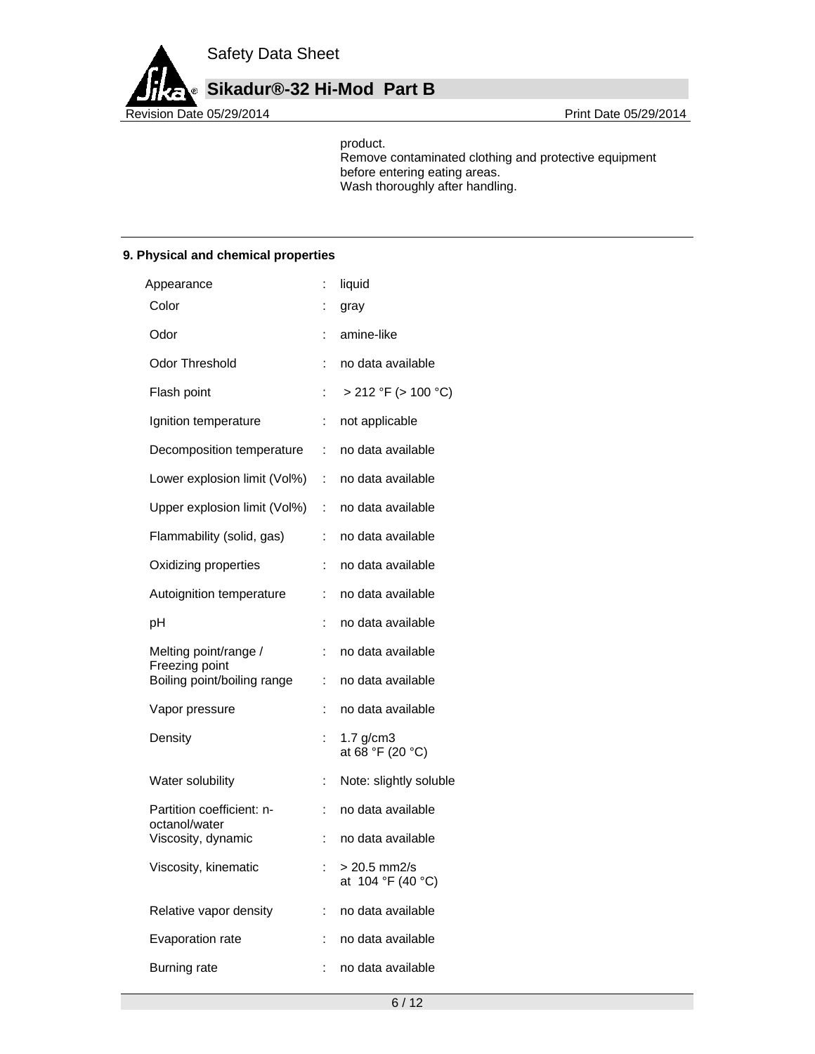product.
Remove contaminated clothing and protective equipment before entering eating areas.
Wash thoroughly after handling.

## 9. Physical and chemical properties

| Property | | Value |
|---|---|---|
| Appearance | : | liquid |
| Color | : | gray |
| Odor | : | amine-like |
| Odor Threshold | : | no data available |
| Flash point | : | > 212 °F (> 100 °C) |
| Ignition temperature | : | not applicable |
| Decomposition temperature | : | no data available |
| Lower explosion limit (Vol%) | : | no data available |
| Upper explosion limit (Vol%) | : | no data available |
| Flammability (solid, gas) | : | no data available |
| Oxidizing properties | : | no data available |
| Autoignition temperature | : | no data available |
| pH | : | no data available |
| Melting point/range / Freezing point | : | no data available |
| Boiling point/boiling range | : | no data available |
| Vapor pressure | : | no data available |
| Density | : | 1.7 g/cm3 at 68 °F (20 °C) |
| Water solubility | : | Note: slightly soluble |
| Partition coefficient: n-octanol/water | : | no data available |
| Viscosity, dynamic | : | no data available |
| Viscosity, kinematic | : | > 20.5 mm2/s at 104 °F (40 °C) |
| Relative vapor density | : | no data available |
| Evaporation rate | : | no data available |
| Burning rate | : | no data available |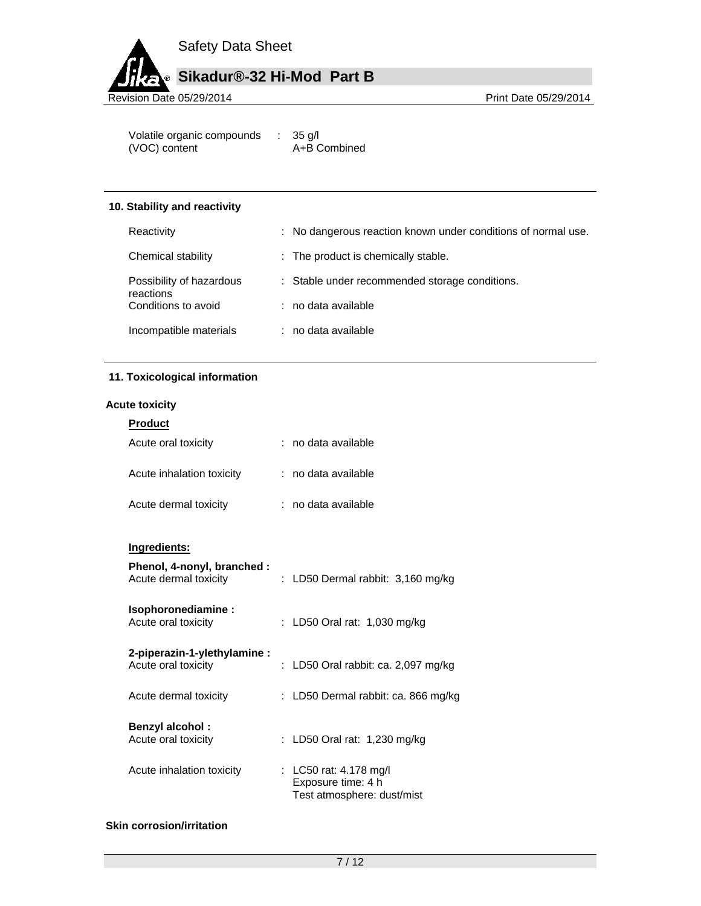| | |
|---|---|
| Volatile organic compounds (VOC) content | : 35 g/l<br>A+B Combined |

## 10. Stability and reactivity

| | |
|---|---|
| Reactivity | : No dangerous reaction known under conditions of normal use. |
| Chemical stability | : The product is chemically stable. |
| Possibility of hazardous reactions | : Stable under recommended storage conditions. |
| Conditions to avoid | : no data available |
| Incompatible materials | : no data available |

## 11. Toxicological information

### Acute toxicity

**Product**

| | |
|---|---|
| Acute oral toxicity | : no data available |
| Acute inhalation toxicity | : no data available |
| Acute dermal toxicity | : no data available |

**Ingredients:**

**Phenol, 4-nonyl, branched :**

| | |
|---|---|
| Acute dermal toxicity | : LD50 Dermal rabbit: 3,160 mg/kg |

**Isophoronediamine :**

| | |
|---|---|
| Acute oral toxicity | : LD50 Oral rat: 1,030 mg/kg |

**2-piperazin-1-ylethylamine :**

| | |
|---|---|
| Acute oral toxicity | : LD50 Oral rabbit: ca. 2,097 mg/kg |
| Acute dermal toxicity | : LD50 Dermal rabbit: ca. 866 mg/kg |

**Benzyl alcohol :**

| | |
|---|---|
| Acute oral toxicity | : LD50 Oral rat: 1,230 mg/kg |
| Acute inhalation toxicity | : LC50 rat: 4.178 mg/l<br>Exposure time: 4 h<br>Test atmosphere: dust/mist |

### Skin corrosion/irritation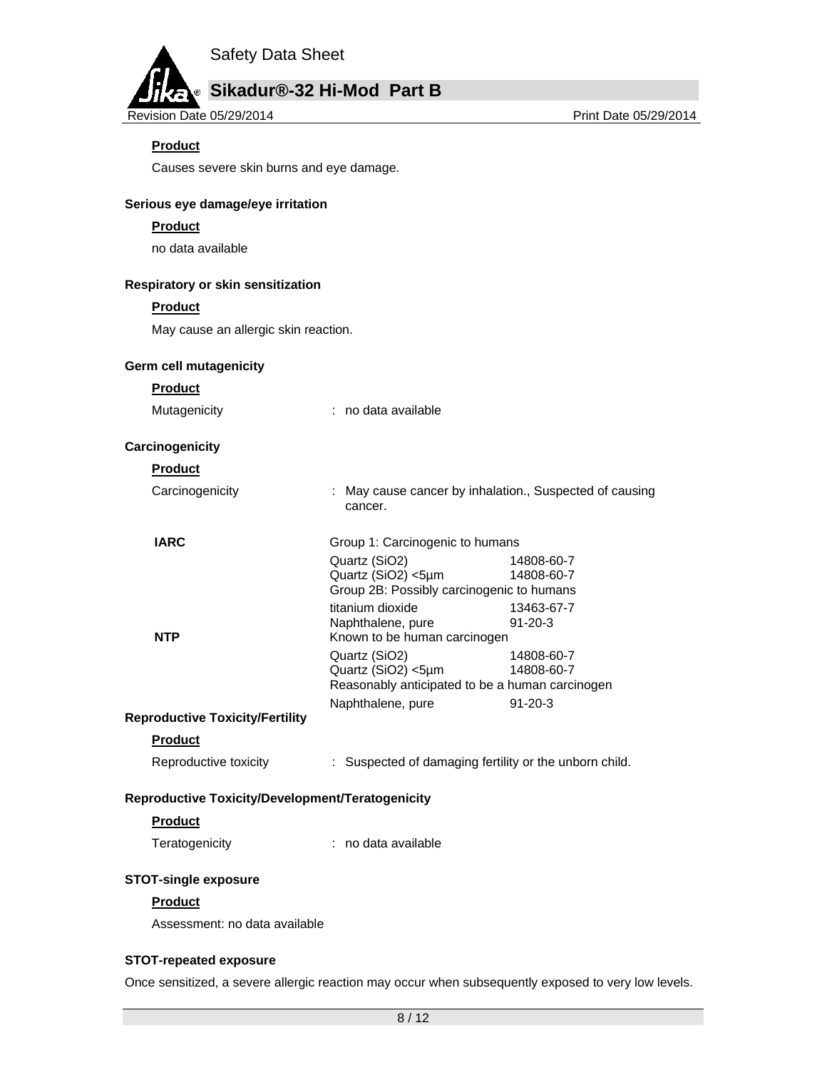**Product**

Causes severe skin burns and eye damage.

**Serious eye damage/eye irritation**

**Product**

no data available

**Respiratory or skin sensitization**

**Product**

May cause an allergic skin reaction.

**Germ cell mutagenicity**

**Product**

Mutagenicity : no data available

**Carcinogenicity**

**Product**

Carcinogenicity : May cause cancer by inhalation., Suspected of causing cancer.

| | | |
|---|---|---|
| **IARC** | Group 1: Carcinogenic to humans | |
| | Quartz ($SiO_2$) | 14808-60-7 |
| | Quartz ($SiO_2$) <5µm | 14808-60-7 |
| | Group 2B: Possibly carcinogenic to humans | |
| | titanium dioxide | 13463-67-7 |
| | Naphthalene, pure | 91-20-3 |
| **NTP** | Known to be human carcinogen | |
| | Quartz ($SiO_2$) | 14808-60-7 |
| | Quartz ($SiO_2$) <5µm | 14808-60-7 |
| | Reasonably anticipated to be a human carcinogen | |
| | Naphthalene, pure | 91-20-3 |

**Reproductive Toxicity/Fertility**

**Product**

Reproductive toxicity : Suspected of damaging fertility or the unborn child.

**Reproductive Toxicity/Development/Teratogenicity**

**Product**

Teratogenicity : no data available

**STOT-single exposure**

**Product**

Assessment: no data available

**STOT-repeated exposure**

Once sensitized, a severe allergic reaction may occur when subsequently exposed to very low levels.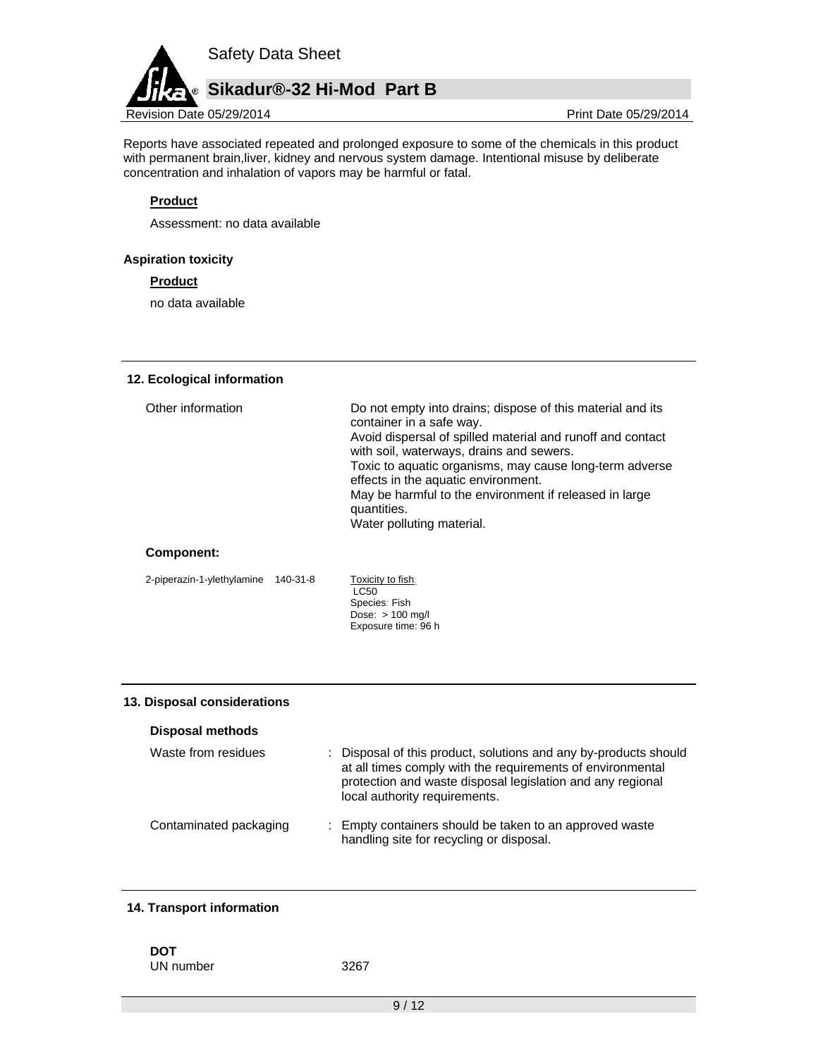Reports have associated repeated and prolonged exposure to some of the chemicals in this product with permanent brain,liver, kidney and nervous system damage. Intentional misuse by deliberate concentration and inhalation of vapors may be harmful or fatal.

**Product**

Assessment: no data available

**Aspiration toxicity**

**Product**

no data available

## 12. Ecological information

| | |
|---|---|
| Other information | Do not empty into drains; dispose of this material and its container in a safe way.<br>Avoid dispersal of spilled material and runoff and contact with soil, waterways, drains and sewers.<br>Toxic to aquatic organisms, may cause long-term adverse effects in the aquatic environment.<br>May be harmful to the environment if released in large quantities.<br>Water polluting material. |

**Component:**

| | | |
|---|---|---|
| 2-piperazin-1-ylethylamine | 140-31-8 | Toxicity to fish:<br>LC50<br>Species: Fish<br>Dose: > 100 mg/l<br>Exposure time: 96 h |

## 13. Disposal considerations

**Disposal methods**

| | |
|---|---|
| Waste from residues | : Disposal of this product, solutions and any by-products should at all times comply with the requirements of environmental protection and waste disposal legislation and any regional local authority requirements. |
| Contaminated packaging | : Empty containers should be taken to an approved waste handling site for recycling or disposal. |

## 14. Transport information

**DOT**

UN number 3267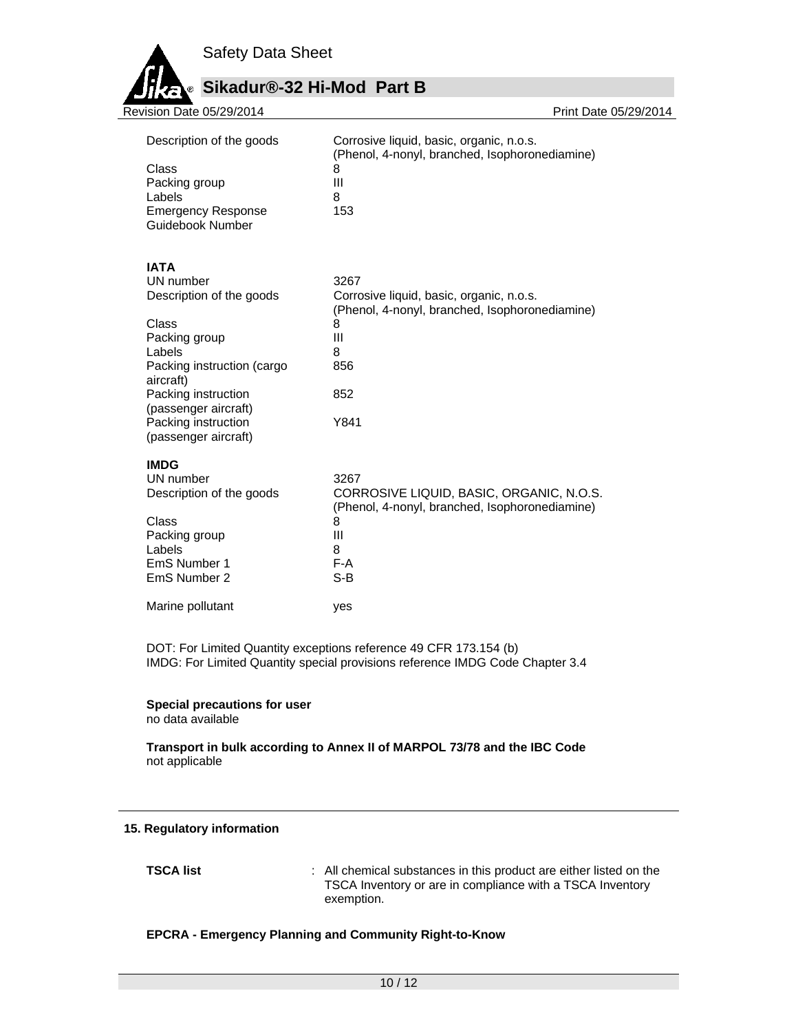| | |
|---|---|
| Description of the goods | Corrosive liquid, basic, organic, n.o.s. (Phenol, 4-nonyl, branched, Isophoronediamine) |
| Class | 8 |
| Packing group | III |
| Labels | 8 |
| Emergency Response Guidebook Number | 153 |

**IATA**

| | |
|---|---|
| UN number | 3267 |
| Description of the goods | Corrosive liquid, basic, organic, n.o.s. (Phenol, 4-nonyl, branched, Isophoronediamine) |
| Class | 8 |
| Packing group | III |
| Labels | 8 |
| Packing instruction (cargo aircraft) | 856 |
| Packing instruction (passenger aircraft) | 852 |
| Packing instruction (passenger aircraft) | Y841 |

**IMDG**

| | |
|---|---|
| UN number | 3267 |
| Description of the goods | CORROSIVE LIQUID, BASIC, ORGANIC, N.O.S. (Phenol, 4-nonyl, branched, Isophoronediamine) |
| Class | 8 |
| Packing group | III |
| Labels | 8 |
| EmS Number 1 | F-A |
| EmS Number 2 | S-B |
| Marine pollutant | yes |

DOT: For Limited Quantity exceptions reference 49 CFR 173.154 (b)
IMDG: For Limited Quantity special provisions reference IMDG Code Chapter 3.4

**Special precautions for user**
no data available

**Transport in bulk according to Annex II of MARPOL 73/78 and the IBC Code**
not applicable

## 15. Regulatory information

**TSCA list** : All chemical substances in this product are either listed on the TSCA Inventory or are in compliance with a TSCA Inventory exemption.

**EPCRA - Emergency Planning and Community Right-to-Know**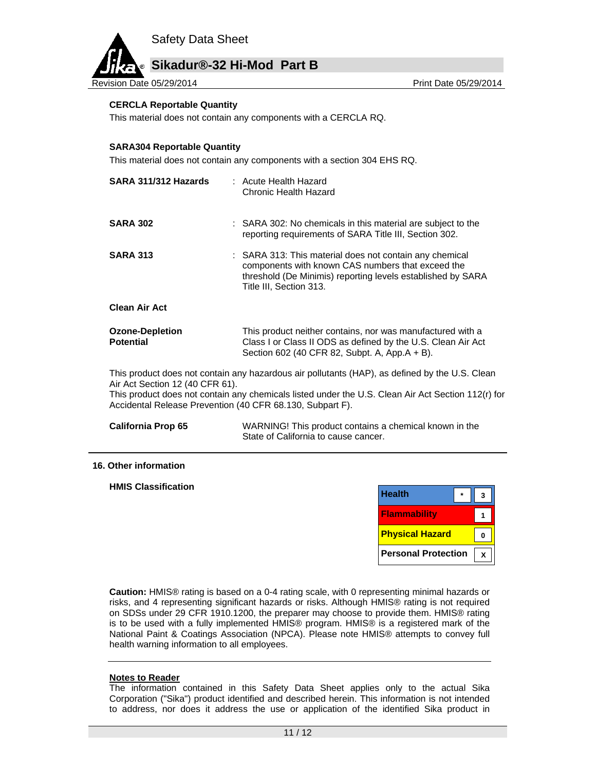**CERCLA Reportable Quantity**

This material does not contain any components with a CERCLA RQ.

**SARA304 Reportable Quantity**

This material does not contain any components with a section 304 EHS RQ.

| | |
|---|---|
| **SARA 311/312 Hazards** | : Acute Health Hazard<br>Chronic Health Hazard |
| **SARA 302** | : SARA 302: No chemicals in this material are subject to the reporting requirements of SARA Title III, Section 302. |
| **SARA 313** | : SARA 313: This material does not contain any chemical components with known CAS numbers that exceed the threshold (De Minimis) reporting levels established by SARA Title III, Section 313. |

**Clean Air Act**

| | |
|---|---|
| **Ozone-Depletion Potential** | This product neither contains, nor was manufactured with a Class I or Class II ODS as defined by the U.S. Clean Air Act Section 602 (40 CFR 82, Subpt. A, App.A + B). |

This product does not contain any hazardous air pollutants (HAP), as defined by the U.S. Clean Air Act Section 12 (40 CFR 61).
This product does not contain any chemicals listed under the U.S. Clean Air Act Section 112(r) for Accidental Release Prevention (40 CFR 68.130, Subpart F).

| | |
|---|---|
| **California Prop 65** | WARNING! This product contains a chemical known in the State of California to cause cancer. |

## 16. Other information

**HMIS Classification**

| | | |
|---|---|---|
| Health | * | 3 |
| Flammability | | 1 |
| Physical Hazard | | 0 |
| Personal Protection | | X |

**Caution:** HMIS® rating is based on a 0-4 rating scale, with 0 representing minimal hazards or risks, and 4 representing significant hazards or risks. Although HMIS® rating is not required on SDSs under 29 CFR 1910.1200, the preparer may choose to provide them. HMIS® rating is to be used with a fully implemented HMIS® program. HMIS® is a registered mark of the National Paint & Coatings Association (NPCA). Please note HMIS® attempts to convey full health warning information to all employees.

---

**Notes to Reader**

The information contained in this Safety Data Sheet applies only to the actual Sika Corporation ("Sika") product identified and described herein. This information is not intended to address, nor does it address the use or application of the identified Sika product in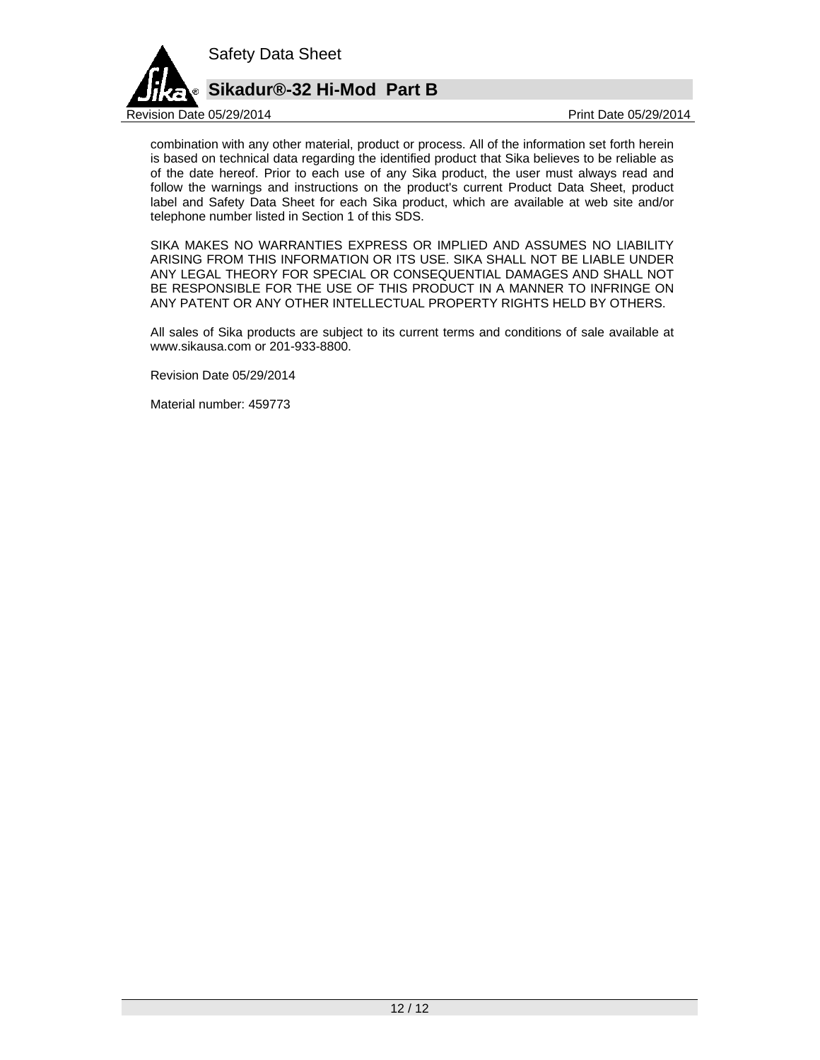combination with any other material, product or process. All of the information set forth herein is based on technical data regarding the identified product that Sika believes to be reliable as of the date hereof. Prior to each use of any Sika product, the user must always read and follow the warnings and instructions on the product's current Product Data Sheet, product label and Safety Data Sheet for each Sika product, which are available at web site and/or telephone number listed in Section 1 of this SDS.

SIKA MAKES NO WARRANTIES EXPRESS OR IMPLIED AND ASSUMES NO LIABILITY ARISING FROM THIS INFORMATION OR ITS USE. SIKA SHALL NOT BE LIABLE UNDER ANY LEGAL THEORY FOR SPECIAL OR CONSEQUENTIAL DAMAGES AND SHALL NOT BE RESPONSIBLE FOR THE USE OF THIS PRODUCT IN A MANNER TO INFRINGE ON ANY PATENT OR ANY OTHER INTELLECTUAL PROPERTY RIGHTS HELD BY OTHERS.

All sales of Sika products are subject to its current terms and conditions of sale available at www.sikausa.com or 201-933-8800.

Revision Date 05/29/2014

Material number: 459773